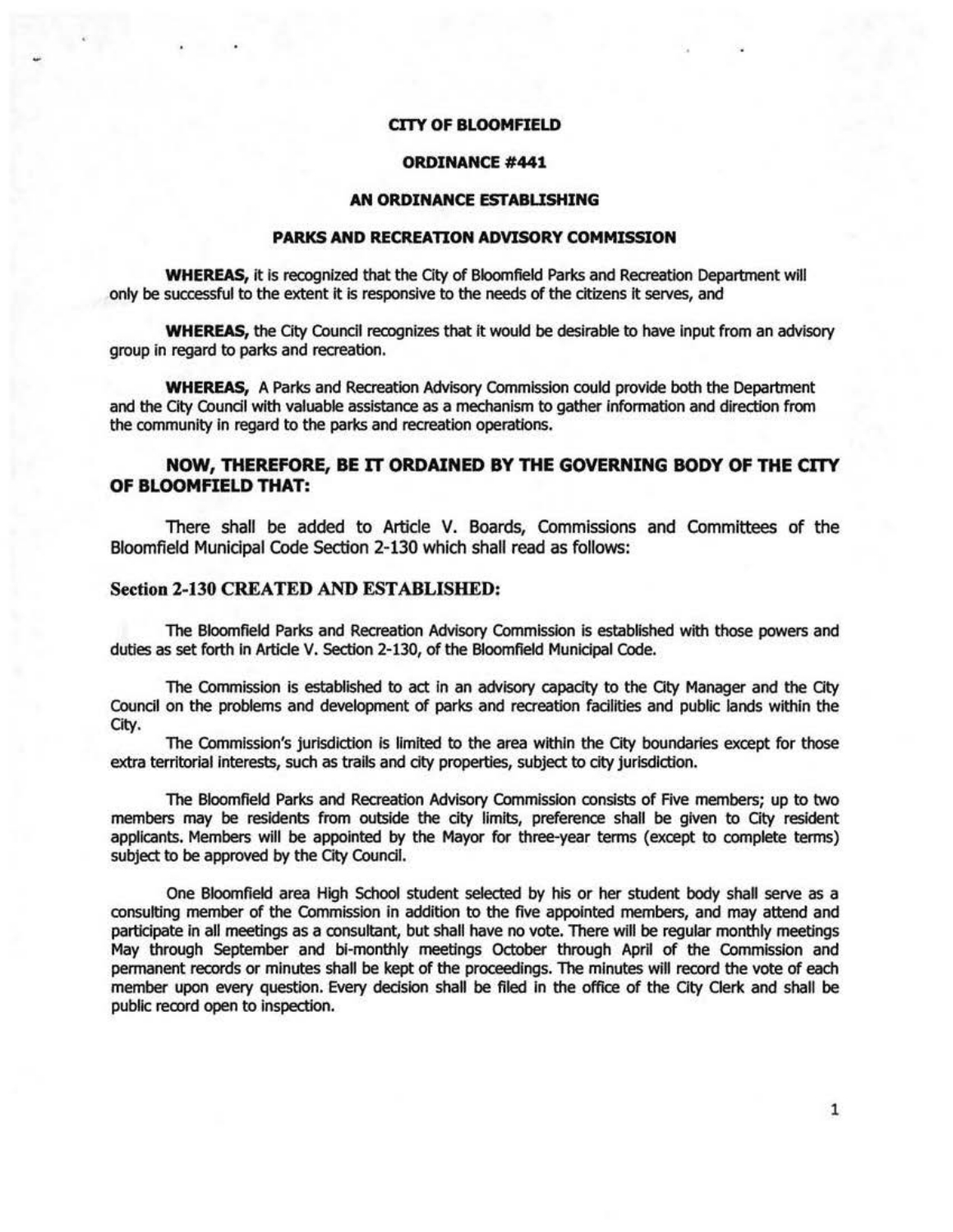# CITY OF BLOOMFIELD

## ORDINANCE #441

## AN ORDINANCE ESTABLISHING

## PARKS AND RECREATION ADVISORY COMMISSION

**WHEREAS,** it is recognized that the City of Bloomfield Parks and Recreation Department will only be successful to the extent it is responsive to the needs of the citizens it serves, and

**WHEREAS,** the City Council recognizes that it would be desirable to have input from an advisory group in regard to parks and recreation.

**WHEREAS,** A Parks and Recreation Advisory Commission could provide both the Department and the City Council with valuable assistance as a mechanism to gather information and direction from the community in regard to the parks and recreation operations.

**NOW, THEREFORE, BE IT ORDAINED BY THE GOVERNING BODY OF THE CITY OF BLOOMFIELD THAT:**

There shall be added to Article V. Boards, Commissions and Committees of the Bloomfield Municipal Code Section 2-130 which shall read as follows:

### Section 2-130 CREATED AND ESTABLISHED:

The Bloomfield Parks and Recreation Advisory Commission is established with those powers and duties as set forth in Article V. Section 2-130, of the Bloomfield Municipal Code.

The Commission is established to act in an advisory capacity to the City Manager and the City Council on the problems and development of parks and recreation facilities and public lands within the City.

The Commission's jurisdiction is limited to the area within the City boundaries except for those extra territorial interests, such as trails and city properties, subject to city jurisdiction.

The Bloomfield Parks and Recreation Advisory Commission consists of Five members; up to two members may be residents from outside the city limits, preference shall be given to City resident applicants. Members will be appointed by the Mayor for three-year terms (except to complete terms) subject to be approved by the City Council.

One Bloomfield area High School student selected by his or her student body shall serve as a consulting member of the Commission in addition to the five appointed members, and may attend and participate in all meetings as a consultant, but shall have no vote. There will be regular monthly meetings May through September and bi-monthly meetings October through April of the Commission and permanent records or minutes shall be kept of the proceedings. The minutes will record the vote of each member upon every question. Every decision shall be filed in the office of the City Clerk and shall be public record open to inspection.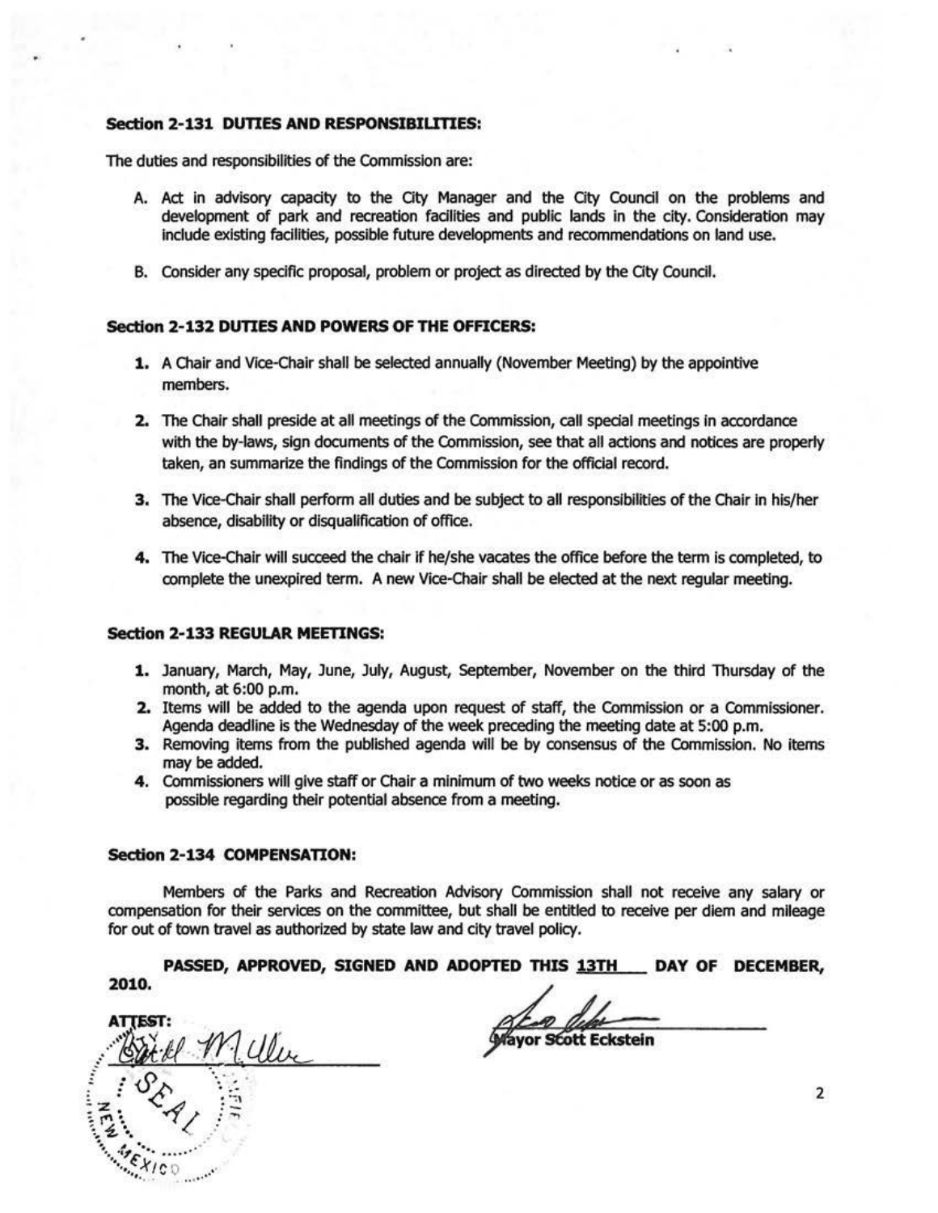### Section 2-131 DUTIES AND RESPONSIBILITIES:

The duties and responsibilities of the Commission are:

A. Act in advisory capacity to the City Manager and the City Council on the problems and development of park and recreation facilities and public lands in the city. Consideration may include existing facilities, possible future developments and recommendations on land use.

B. Consider any specific proposal, problem or project as directed by the City Council.

### Section 2-132 DUTIES AND POWERS OF THE OFFICERS:

1. A Chair and Vice-Chair shall be selected annually (November Meeting) by the appointive members.

2. The Chair shall preside at all meetings of the Commission, call special meetings in accordance with the by-laws, sign documents of the Commission, see that all actions and notices are properly taken, an summarize the findings of the Commission for the official record.

3. The Vice-Chair shall perform all duties and be subject to all responsibilities of the Chair in his/her absence, disability or disqualification of office.

4. The Vice-Chair will succeed the chair if he/she vacates the office before the term is completed, to complete the unexpired term. A new Vice-Chair shall be elected at the next regular meeting.

### Section 2-133 REGULAR MEETINGS:

1. January, March, May, June, July, August, September, November on the third Thursday of the month, at 6:00 p.m.
2. Items will be added to the agenda upon request of staff, the Commission or a Commissioner. Agenda deadline is the Wednesday of the week preceding the meeting date at 5:00 p.m.
3. Removing items from the published agenda will be by consensus of the Commission. No items may be added.
4. Commissioners will give staff or Chair a minimum of two weeks notice or as soon as possible regarding their potential absence from a meeting.

### Section 2-134 COMPENSATION:

Members of the Parks and Recreation Advisory Commission shall not receive any salary or compensation for their services on the committee, but shall be entitled to receive per diem and mileage for out of town travel as authorized by state law and city travel policy.

**PASSED, APPROVED, SIGNED AND ADOPTED THIS 13TH DAY OF DECEMBER, 2010.**

**ATTEST:**

**Mayor Scott Eckstein**